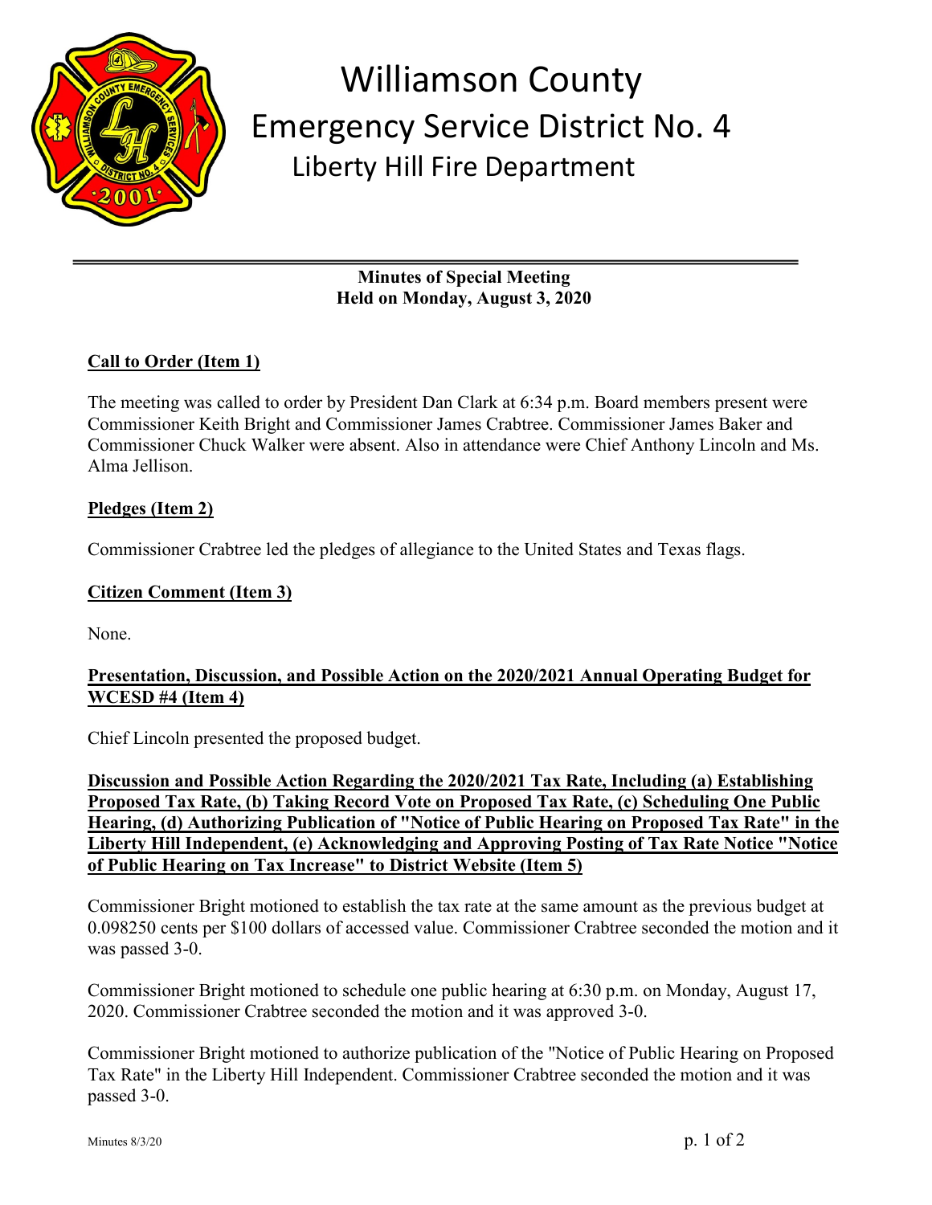# Williamson County
## Emergency Service District No. 4
### Liberty Hill Fire Department

**Minutes of Special Meeting**
**Held on Monday, August 3, 2020**

**Call to Order (Item 1)**

The meeting was called to order by President Dan Clark at 6:34 p.m. Board members present were Commissioner Keith Bright and Commissioner James Crabtree. Commissioner James Baker and Commissioner Chuck Walker were absent. Also in attendance were Chief Anthony Lincoln and Ms. Alma Jellison.

**Pledges (Item 2)**

Commissioner Crabtree led the pledges of allegiance to the United States and Texas flags.

**Citizen Comment (Item 3)**

None.

**Presentation, Discussion, and Possible Action on the 2020/2021 Annual Operating Budget for WCESD #4 (Item 4)**

Chief Lincoln presented the proposed budget.

**Discussion and Possible Action Regarding the 2020/2021 Tax Rate, Including (a) Establishing Proposed Tax Rate, (b) Taking Record Vote on Proposed Tax Rate, (c) Scheduling One Public Hearing, (d) Authorizing Publication of "Notice of Public Hearing on Proposed Tax Rate" in the Liberty Hill Independent, (e) Acknowledging and Approving Posting of Tax Rate Notice "Notice of Public Hearing on Tax Increase" to District Website (Item 5)**

Commissioner Bright motioned to establish the tax rate at the same amount as the previous budget at 0.098250 cents per $100 dollars of accessed value. Commissioner Crabtree seconded the motion and it was passed 3-0.

Commissioner Bright motioned to schedule one public hearing at 6:30 p.m. on Monday, August 17, 2020. Commissioner Crabtree seconded the motion and it was approved 3-0.

Commissioner Bright motioned to authorize publication of the "Notice of Public Hearing on Proposed Tax Rate" in the Liberty Hill Independent. Commissioner Crabtree seconded the motion and it was passed 3-0.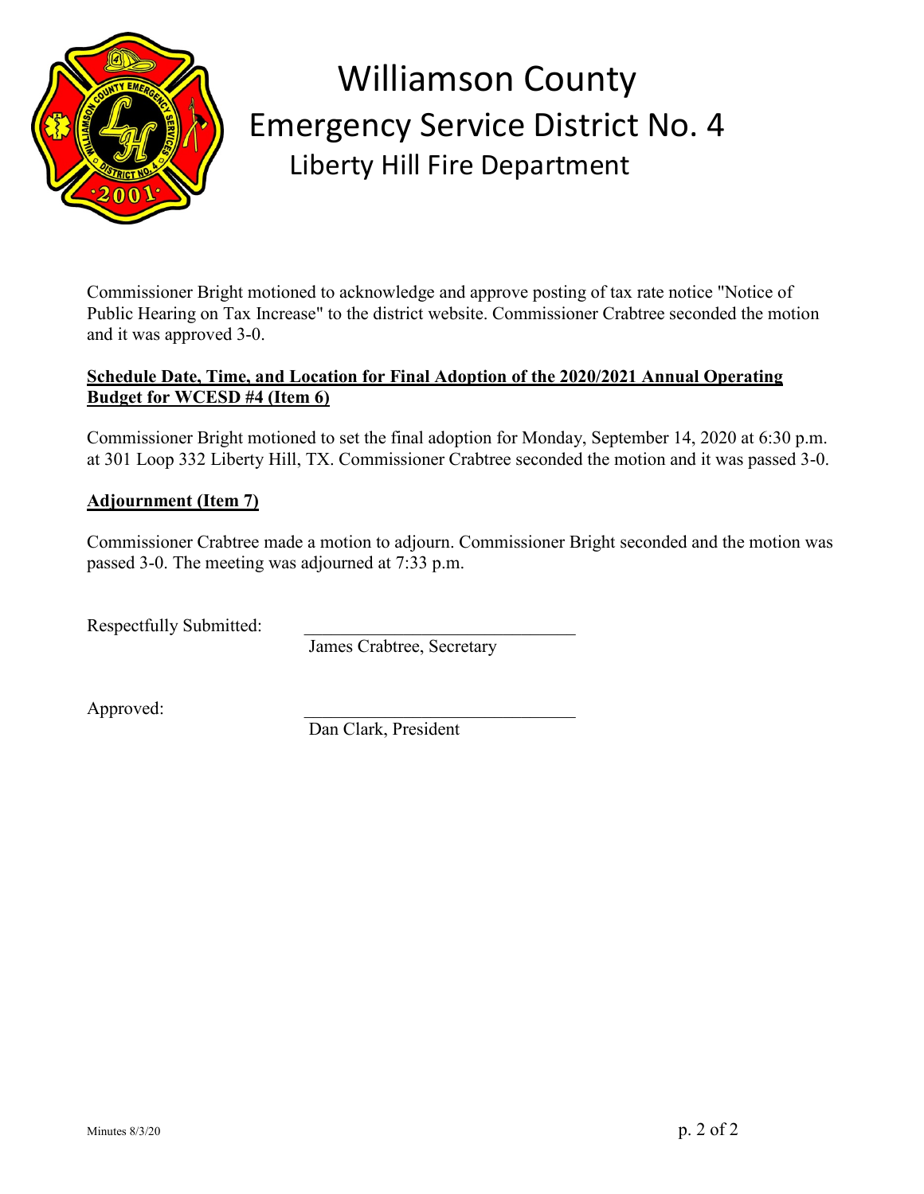# Williamson County
## Emergency Service District No. 4
### Liberty Hill Fire Department

Commissioner Bright motioned to acknowledge and approve posting of tax rate notice "Notice of Public Hearing on Tax Increase" to the district website. Commissioner Crabtree seconded the motion and it was approved 3-0.

**Schedule Date, Time, and Location for Final Adoption of the 2020/2021 Annual Operating Budget for WCESD #4 (Item 6)**

Commissioner Bright motioned to set the final adoption for Monday, September 14, 2020 at 6:30 p.m. at 301 Loop 332 Liberty Hill, TX. Commissioner Crabtree seconded the motion and it was passed 3-0.

**Adjournment (Item 7)**

Commissioner Crabtree made a motion to adjourn. Commissioner Bright seconded and the motion was passed 3-0. The meeting was adjourned at 7:33 p.m.

Respectfully Submitted: \_\_\_\_\_\_\_\_\_\_\_\_\_\_\_\_\_\_\_\_\_\_\_\_\_\_\_\_\_\_
James Crabtree, Secretary

Approved: \_\_\_\_\_\_\_\_\_\_\_\_\_\_\_\_\_\_\_\_\_\_\_\_\_\_\_\_\_\_
Dan Clark, President

Minutes 8/3/20